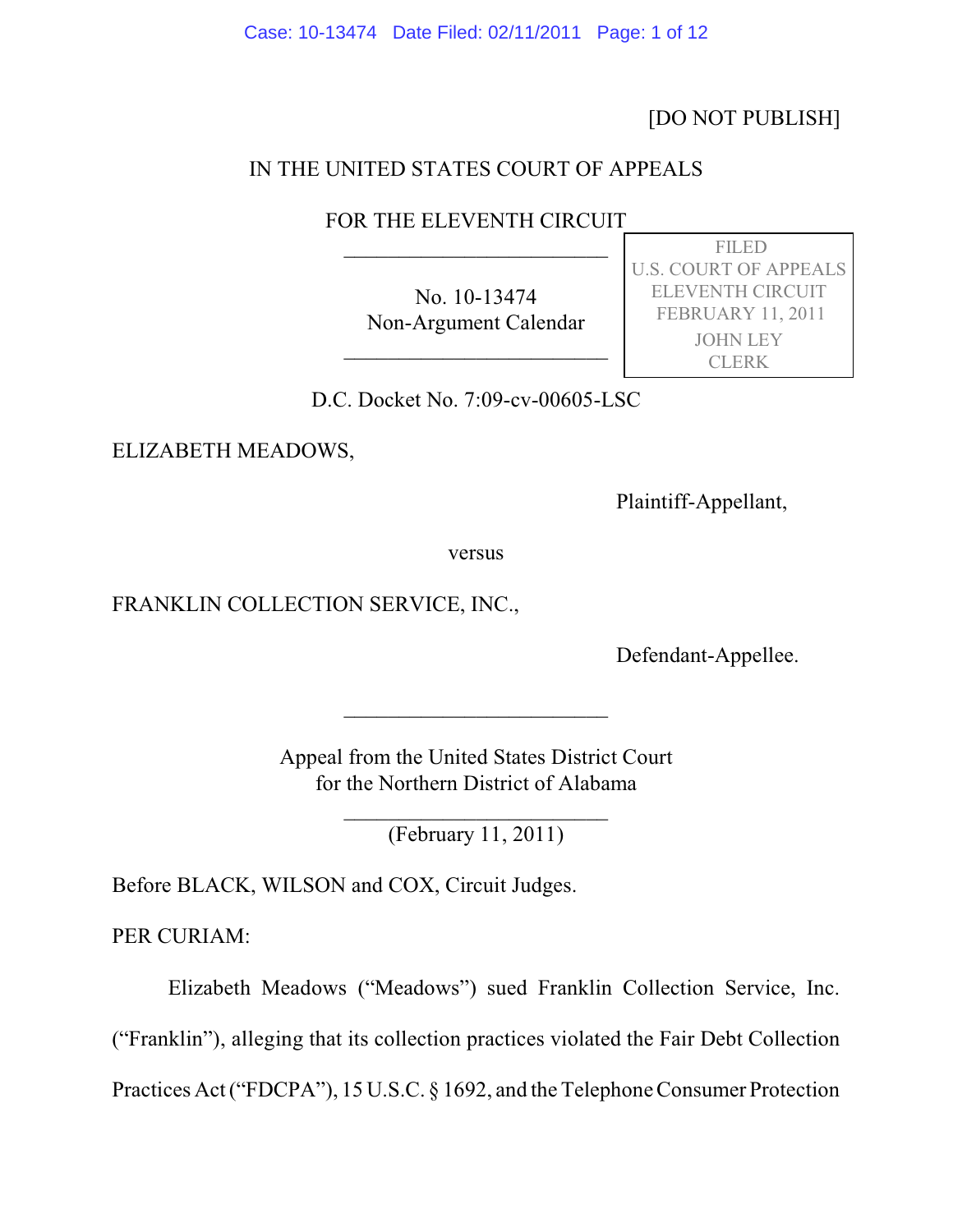[DO NOT PUBLISH]

IN THE UNITED STATES COURT OF APPEALS

FOR THE ELEVENTH CIRCUIT

No. 10-13474
Non-Argument Calendar

FILED
U.S. COURT OF APPEALS
ELEVENTH CIRCUIT
FEBRUARY 11, 2011
JOHN LEY
CLERK

D.C. Docket No. 7:09-cv-00605-LSC

ELIZABETH MEADOWS,

Plaintiff-Appellant,

versus

FRANKLIN COLLECTION SERVICE, INC.,

Defendant-Appellee.

Appeal from the United States District Court
for the Northern District of Alabama

(February 11, 2011)

Before BLACK, WILSON and COX, Circuit Judges.

PER CURIAM:

Elizabeth Meadows ("Meadows") sued Franklin Collection Service, Inc. ("Franklin"), alleging that its collection practices violated the Fair Debt Collection Practices Act ("FDCPA"), 15 U.S.C. § 1692, and the Telephone Consumer Protection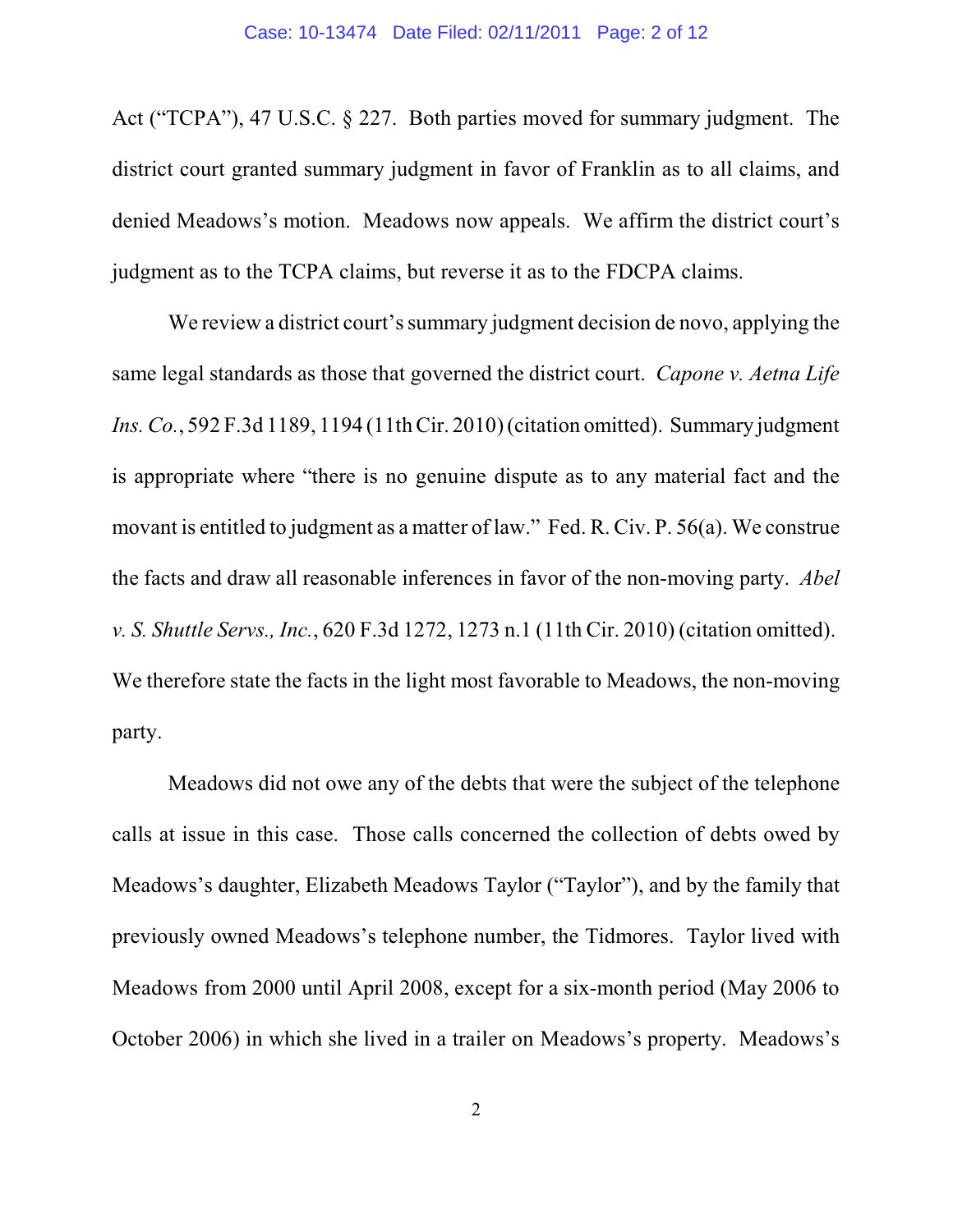Act ("TCPA"), 47 U.S.C. § 227. Both parties moved for summary judgment. The district court granted summary judgment in favor of Franklin as to all claims, and denied Meadows's motion. Meadows now appeals. We affirm the district court's judgment as to the TCPA claims, but reverse it as to the FDCPA claims.

We review a district court's summary judgment decision de novo, applying the same legal standards as those that governed the district court. *Capone v. Aetna Life Ins. Co.*, 592 F.3d 1189, 1194 (11th Cir. 2010) (citation omitted). Summary judgment is appropriate where "there is no genuine dispute as to any material fact and the movant is entitled to judgment as a matter of law." Fed. R. Civ. P. 56(a). We construe the facts and draw all reasonable inferences in favor of the non-moving party. *Abel v. S. Shuttle Servs., Inc.*, 620 F.3d 1272, 1273 n.1 (11th Cir. 2010) (citation omitted). We therefore state the facts in the light most favorable to Meadows, the non-moving party.

Meadows did not owe any of the debts that were the subject of the telephone calls at issue in this case. Those calls concerned the collection of debts owed by Meadows's daughter, Elizabeth Meadows Taylor ("Taylor"), and by the family that previously owned Meadows's telephone number, the Tidmores. Taylor lived with Meadows from 2000 until April 2008, except for a six-month period (May 2006 to October 2006) in which she lived in a trailer on Meadows's property. Meadows's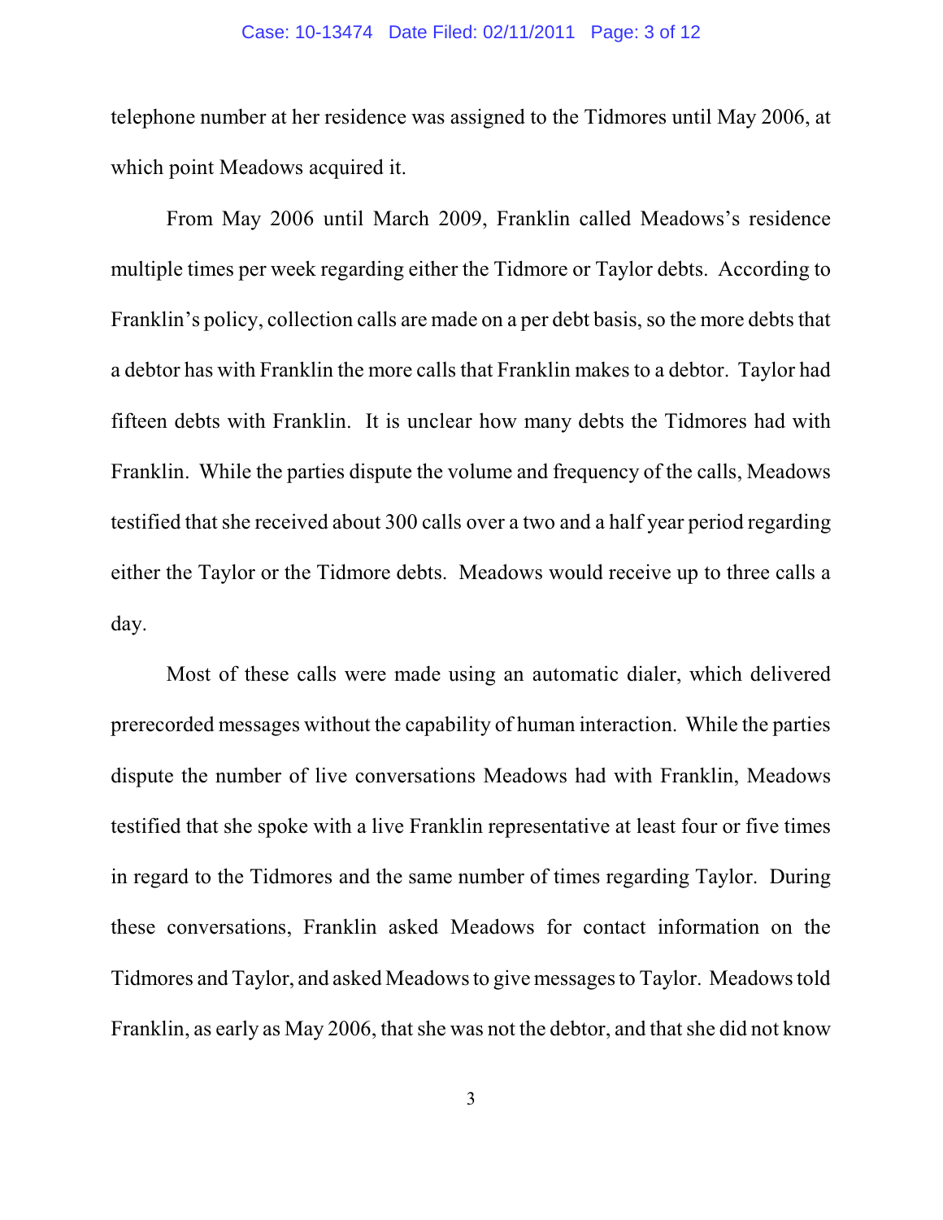telephone number at her residence was assigned to the Tidmores until May 2006, at which point Meadows acquired it.

From May 2006 until March 2009, Franklin called Meadows's residence multiple times per week regarding either the Tidmore or Taylor debts. According to Franklin's policy, collection calls are made on a per debt basis, so the more debts that a debtor has with Franklin the more calls that Franklin makes to a debtor. Taylor had fifteen debts with Franklin. It is unclear how many debts the Tidmores had with Franklin. While the parties dispute the volume and frequency of the calls, Meadows testified that she received about 300 calls over a two and a half year period regarding either the Taylor or the Tidmore debts. Meadows would receive up to three calls a day.

Most of these calls were made using an automatic dialer, which delivered prerecorded messages without the capability of human interaction. While the parties dispute the number of live conversations Meadows had with Franklin, Meadows testified that she spoke with a live Franklin representative at least four or five times in regard to the Tidmores and the same number of times regarding Taylor. During these conversations, Franklin asked Meadows for contact information on the Tidmores and Taylor, and asked Meadows to give messages to Taylor. Meadows told Franklin, as early as May 2006, that she was not the debtor, and that she did not know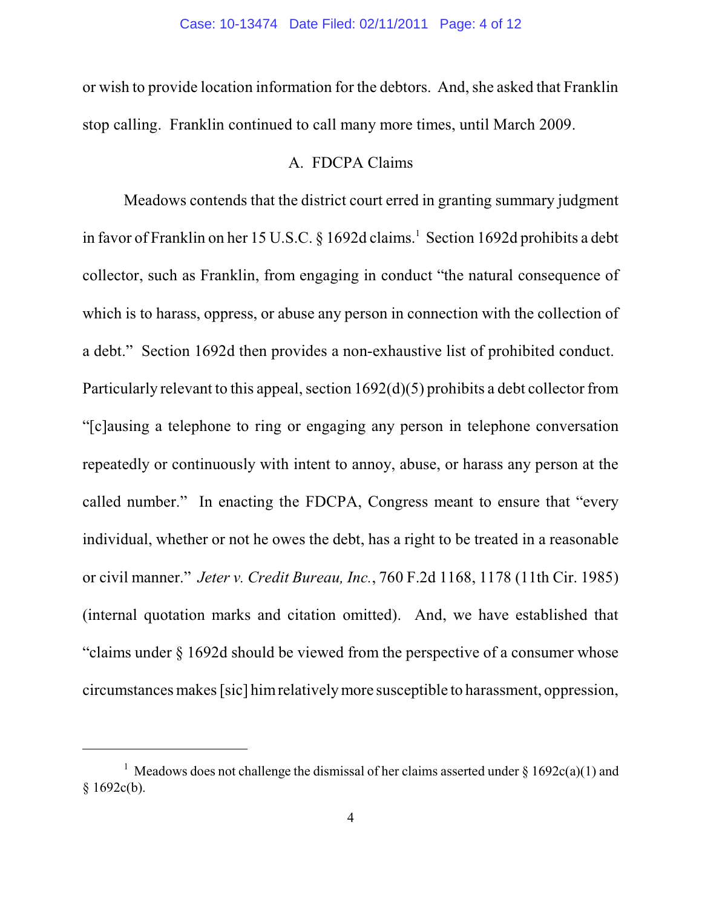or wish to provide location information for the debtors. And, she asked that Franklin stop calling. Franklin continued to call many more times, until March 2009.

## A. FDCPA Claims

Meadows contends that the district court erred in granting summary judgment in favor of Franklin on her 15 U.S.C. § 1692d claims.[1] Section 1692d prohibits a debt collector, such as Franklin, from engaging in conduct "the natural consequence of which is to harass, oppress, or abuse any person in connection with the collection of a debt." Section 1692d then provides a non-exhaustive list of prohibited conduct. Particularly relevant to this appeal, section 1692(d)(5) prohibits a debt collector from "[c]ausing a telephone to ring or engaging any person in telephone conversation repeatedly or continuously with intent to annoy, abuse, or harass any person at the called number." In enacting the FDCPA, Congress meant to ensure that "every individual, whether or not he owes the debt, has a right to be treated in a reasonable or civil manner." *Jeter v. Credit Bureau, Inc.*, 760 F.2d 1168, 1178 (11th Cir. 1985) (internal quotation marks and citation omitted). And, we have established that "claims under § 1692d should be viewed from the perspective of a consumer whose circumstances makes [sic] him relatively more susceptible to harassment, oppression,

---

[1] Meadows does not challenge the dismissal of her claims asserted under § 1692c(a)(1) and § 1692c(b).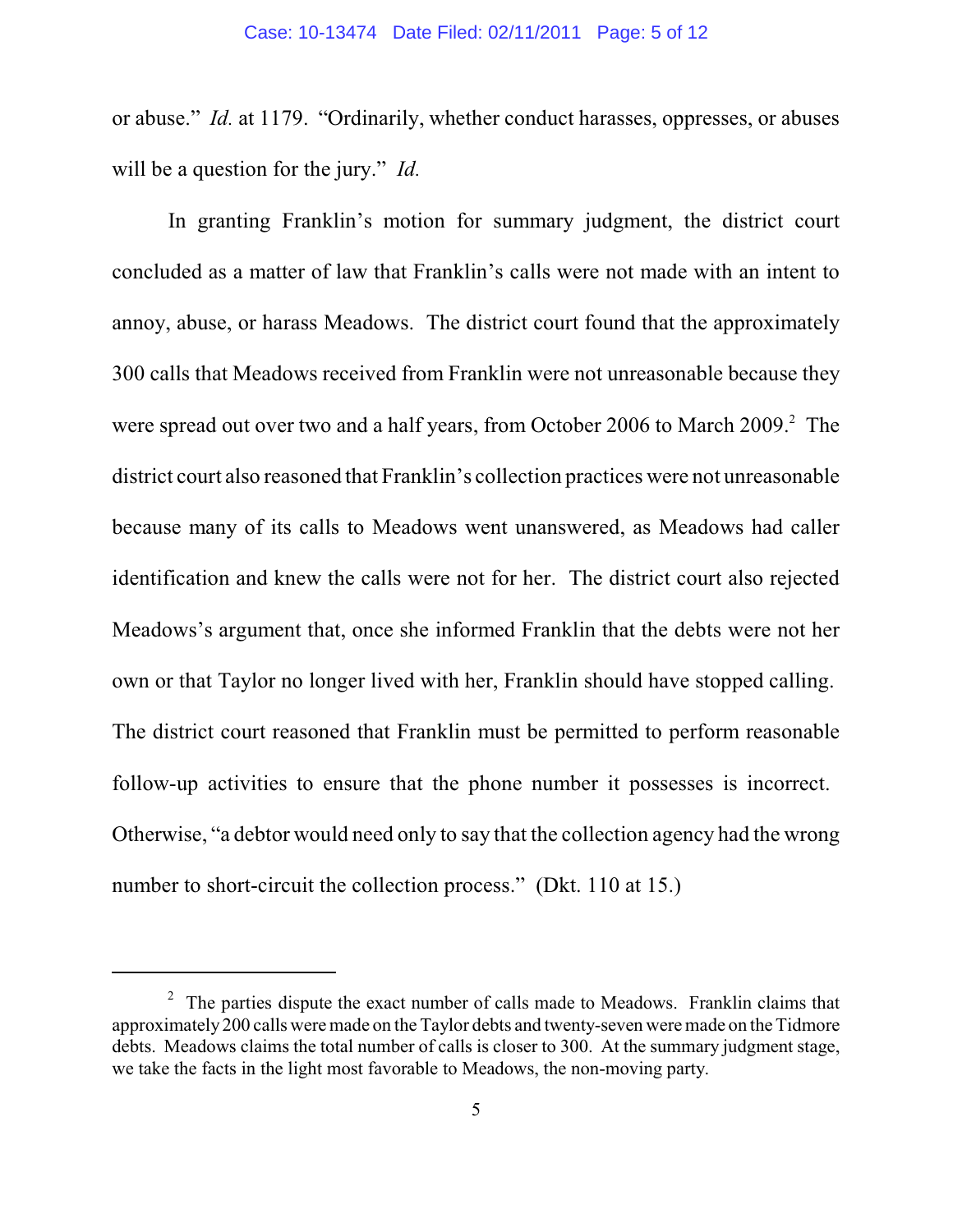or abuse." *Id.* at 1179. "Ordinarily, whether conduct harasses, oppresses, or abuses will be a question for the jury." *Id.*

In granting Franklin's motion for summary judgment, the district court concluded as a matter of law that Franklin's calls were not made with an intent to annoy, abuse, or harass Meadows. The district court found that the approximately 300 calls that Meadows received from Franklin were not unreasonable because they were spread out over two and a half years, from October 2006 to March 2009.[2] The district court also reasoned that Franklin's collection practices were not unreasonable because many of its calls to Meadows went unanswered, as Meadows had caller identification and knew the calls were not for her. The district court also rejected Meadows's argument that, once she informed Franklin that the debts were not her own or that Taylor no longer lived with her, Franklin should have stopped calling. The district court reasoned that Franklin must be permitted to perform reasonable follow-up activities to ensure that the phone number it possesses is incorrect. Otherwise, "a debtor would need only to say that the collection agency had the wrong number to short-circuit the collection process." (Dkt. 110 at 15.)

---

[2] The parties dispute the exact number of calls made to Meadows. Franklin claims that approximately 200 calls were made on the Taylor debts and twenty-seven were made on the Tidmore debts. Meadows claims the total number of calls is closer to 300. At the summary judgment stage, we take the facts in the light most favorable to Meadows, the non-moving party.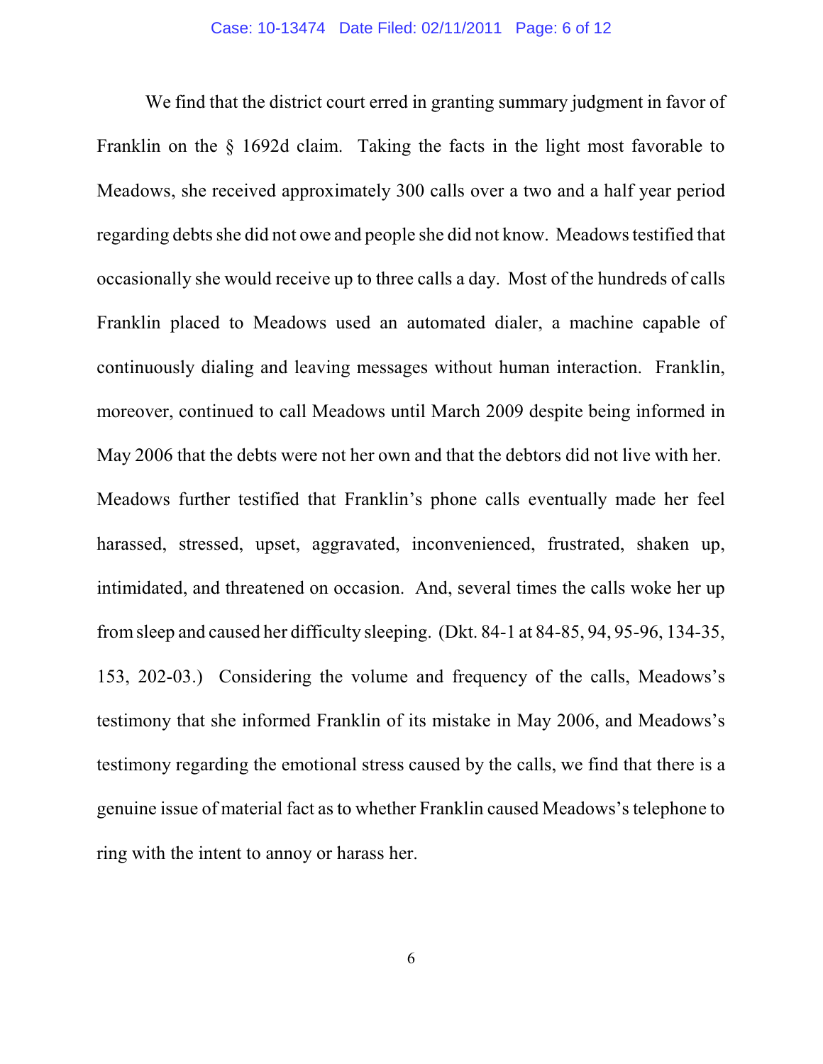We find that the district court erred in granting summary judgment in favor of Franklin on the § 1692d claim. Taking the facts in the light most favorable to Meadows, she received approximately 300 calls over a two and a half year period regarding debts she did not owe and people she did not know. Meadows testified that occasionally she would receive up to three calls a day. Most of the hundreds of calls Franklin placed to Meadows used an automated dialer, a machine capable of continuously dialing and leaving messages without human interaction. Franklin, moreover, continued to call Meadows until March 2009 despite being informed in May 2006 that the debts were not her own and that the debtors did not live with her. Meadows further testified that Franklin's phone calls eventually made her feel harassed, stressed, upset, aggravated, inconvenienced, frustrated, shaken up, intimidated, and threatened on occasion. And, several times the calls woke her up from sleep and caused her difficulty sleeping. (Dkt. 84-1 at 84-85, 94, 95-96, 134-35, 153, 202-03.) Considering the volume and frequency of the calls, Meadows's testimony that she informed Franklin of its mistake in May 2006, and Meadows's testimony regarding the emotional stress caused by the calls, we find that there is a genuine issue of material fact as to whether Franklin caused Meadows's telephone to ring with the intent to annoy or harass her.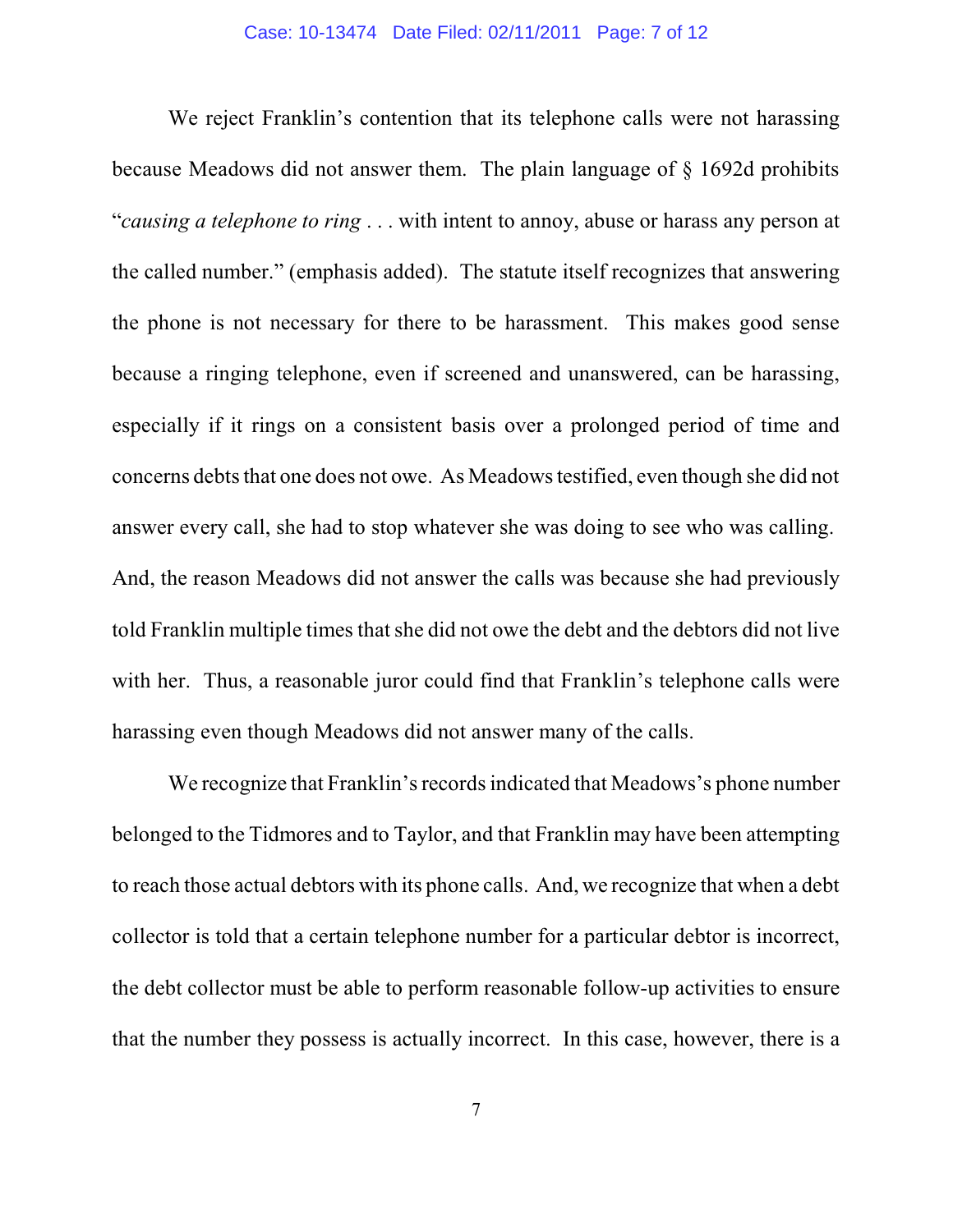We reject Franklin's contention that its telephone calls were not harassing because Meadows did not answer them. The plain language of § 1692d prohibits "*causing a telephone to ring* . . . with intent to annoy, abuse or harass any person at the called number." (emphasis added). The statute itself recognizes that answering the phone is not necessary for there to be harassment. This makes good sense because a ringing telephone, even if screened and unanswered, can be harassing, especially if it rings on a consistent basis over a prolonged period of time and concerns debts that one does not owe. As Meadows testified, even though she did not answer every call, she had to stop whatever she was doing to see who was calling. And, the reason Meadows did not answer the calls was because she had previously told Franklin multiple times that she did not owe the debt and the debtors did not live with her. Thus, a reasonable juror could find that Franklin's telephone calls were harassing even though Meadows did not answer many of the calls.

We recognize that Franklin's records indicated that Meadows's phone number belonged to the Tidmores and to Taylor, and that Franklin may have been attempting to reach those actual debtors with its phone calls. And, we recognize that when a debt collector is told that a certain telephone number for a particular debtor is incorrect, the debt collector must be able to perform reasonable follow-up activities to ensure that the number they possess is actually incorrect. In this case, however, there is a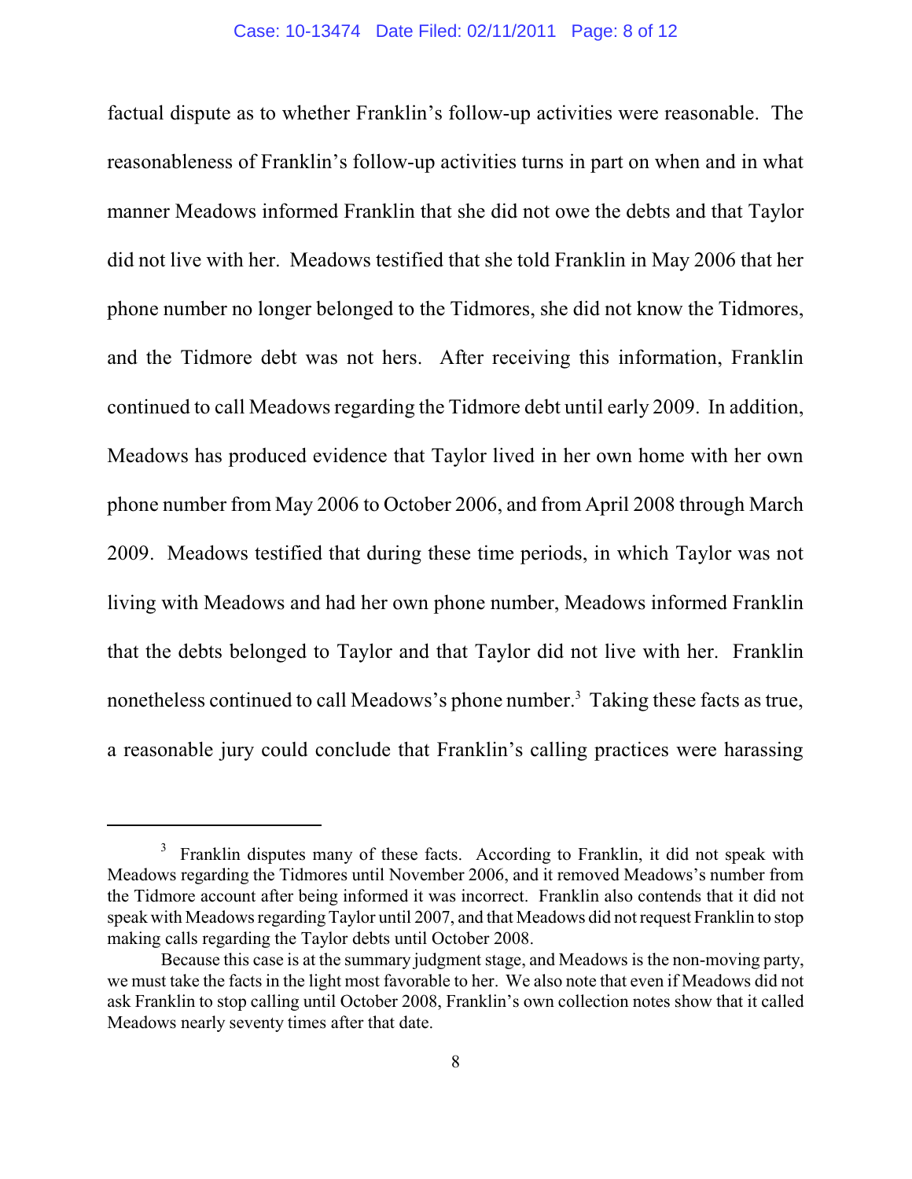factual dispute as to whether Franklin's follow-up activities were reasonable. The reasonableness of Franklin's follow-up activities turns in part on when and in what manner Meadows informed Franklin that she did not owe the debts and that Taylor did not live with her. Meadows testified that she told Franklin in May 2006 that her phone number no longer belonged to the Tidmores, she did not know the Tidmores, and the Tidmore debt was not hers. After receiving this information, Franklin continued to call Meadows regarding the Tidmore debt until early 2009. In addition, Meadows has produced evidence that Taylor lived in her own home with her own phone number from May 2006 to October 2006, and from April 2008 through March 2009. Meadows testified that during these time periods, in which Taylor was not living with Meadows and had her own phone number, Meadows informed Franklin that the debts belonged to Taylor and that Taylor did not live with her. Franklin nonetheless continued to call Meadows's phone number.[3] Taking these facts as true, a reasonable jury could conclude that Franklin's calling practices were harassing

---

[3] Franklin disputes many of these facts. According to Franklin, it did not speak with Meadows regarding the Tidmores until November 2006, and it removed Meadows's number from the Tidmore account after being informed it was incorrect. Franklin also contends that it did not speak with Meadows regarding Taylor until 2007, and that Meadows did not request Franklin to stop making calls regarding the Taylor debts until October 2008.

Because this case is at the summary judgment stage, and Meadows is the non-moving party, we must take the facts in the light most favorable to her. We also note that even if Meadows did not ask Franklin to stop calling until October 2008, Franklin's own collection notes show that it called Meadows nearly seventy times after that date.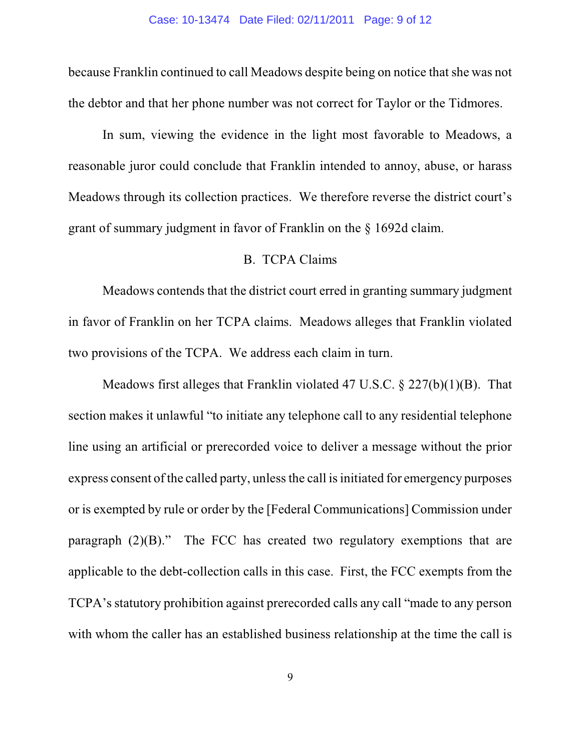because Franklin continued to call Meadows despite being on notice that she was not the debtor and that her phone number was not correct for Taylor or the Tidmores.

In sum, viewing the evidence in the light most favorable to Meadows, a reasonable juror could conclude that Franklin intended to annoy, abuse, or harass Meadows through its collection practices. We therefore reverse the district court's grant of summary judgment in favor of Franklin on the § 1692d claim.

### B. TCPA Claims

Meadows contends that the district court erred in granting summary judgment in favor of Franklin on her TCPA claims. Meadows alleges that Franklin violated two provisions of the TCPA. We address each claim in turn.

Meadows first alleges that Franklin violated 47 U.S.C. § 227(b)(1)(B). That section makes it unlawful "to initiate any telephone call to any residential telephone line using an artificial or prerecorded voice to deliver a message without the prior express consent of the called party, unless the call is initiated for emergency purposes or is exempted by rule or order by the [Federal Communications] Commission under paragraph (2)(B)." The FCC has created two regulatory exemptions that are applicable to the debt-collection calls in this case. First, the FCC exempts from the TCPA's statutory prohibition against prerecorded calls any call "made to any person with whom the caller has an established business relationship at the time the call is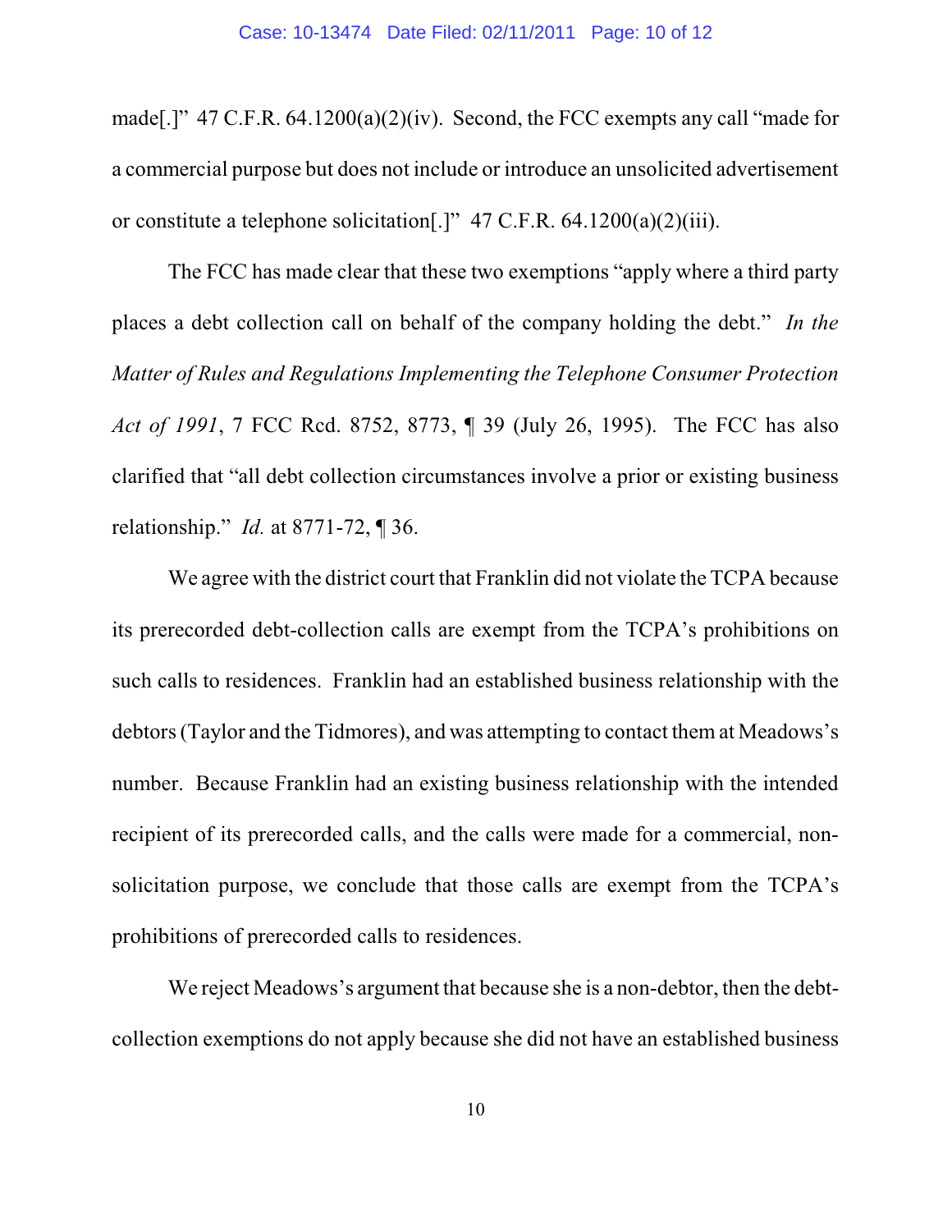made[.]" 47 C.F.R. 64.1200(a)(2)(iv). Second, the FCC exempts any call "made for a commercial purpose but does not include or introduce an unsolicited advertisement or constitute a telephone solicitation[.]" 47 C.F.R. 64.1200(a)(2)(iii).

The FCC has made clear that these two exemptions "apply where a third party places a debt collection call on behalf of the company holding the debt." *In the Matter of Rules and Regulations Implementing the Telephone Consumer Protection Act of 1991*, 7 FCC Rcd. 8752, 8773, ¶ 39 (July 26, 1995). The FCC has also clarified that "all debt collection circumstances involve a prior or existing business relationship." *Id.* at 8771-72, ¶ 36.

We agree with the district court that Franklin did not violate the TCPA because its prerecorded debt-collection calls are exempt from the TCPA's prohibitions on such calls to residences. Franklin had an established business relationship with the debtors (Taylor and the Tidmores), and was attempting to contact them at Meadows's number. Because Franklin had an existing business relationship with the intended recipient of its prerecorded calls, and the calls were made for a commercial, non-solicitation purpose, we conclude that those calls are exempt from the TCPA's prohibitions of prerecorded calls to residences.

We reject Meadows's argument that because she is a non-debtor, then the debt-collection exemptions do not apply because she did not have an established business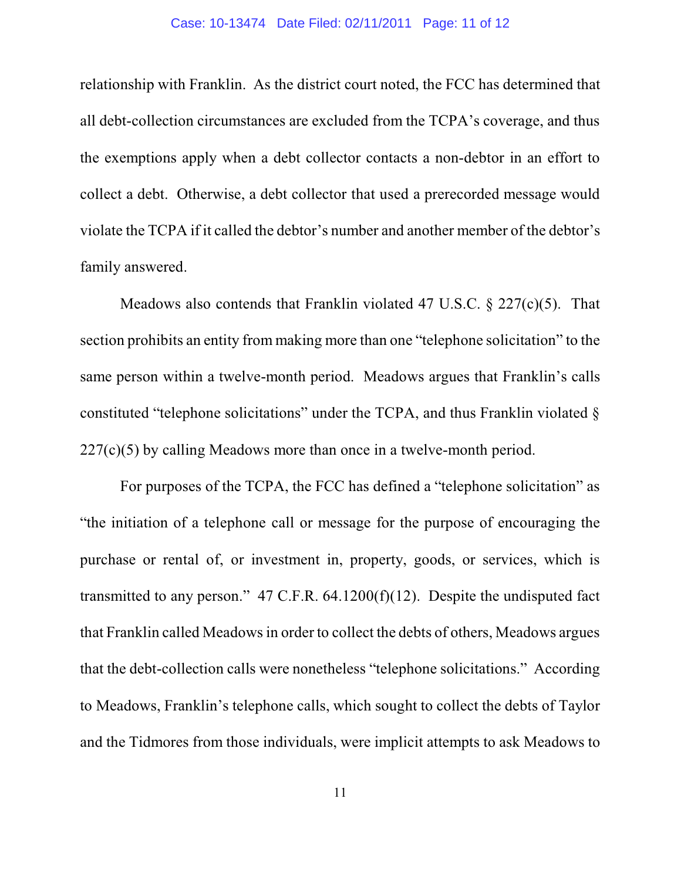relationship with Franklin. As the district court noted, the FCC has determined that all debt-collection circumstances are excluded from the TCPA's coverage, and thus the exemptions apply when a debt collector contacts a non-debtor in an effort to collect a debt. Otherwise, a debt collector that used a prerecorded message would violate the TCPA if it called the debtor's number and another member of the debtor's family answered.

Meadows also contends that Franklin violated 47 U.S.C. § 227(c)(5). That section prohibits an entity from making more than one "telephone solicitation" to the same person within a twelve-month period. Meadows argues that Franklin's calls constituted "telephone solicitations" under the TCPA, and thus Franklin violated § 227(c)(5) by calling Meadows more than once in a twelve-month period.

For purposes of the TCPA, the FCC has defined a "telephone solicitation" as "the initiation of a telephone call or message for the purpose of encouraging the purchase or rental of, or investment in, property, goods, or services, which is transmitted to any person." 47 C.F.R. 64.1200(f)(12). Despite the undisputed fact that Franklin called Meadows in order to collect the debts of others, Meadows argues that the debt-collection calls were nonetheless "telephone solicitations." According to Meadows, Franklin's telephone calls, which sought to collect the debts of Taylor and the Tidmores from those individuals, were implicit attempts to ask Meadows to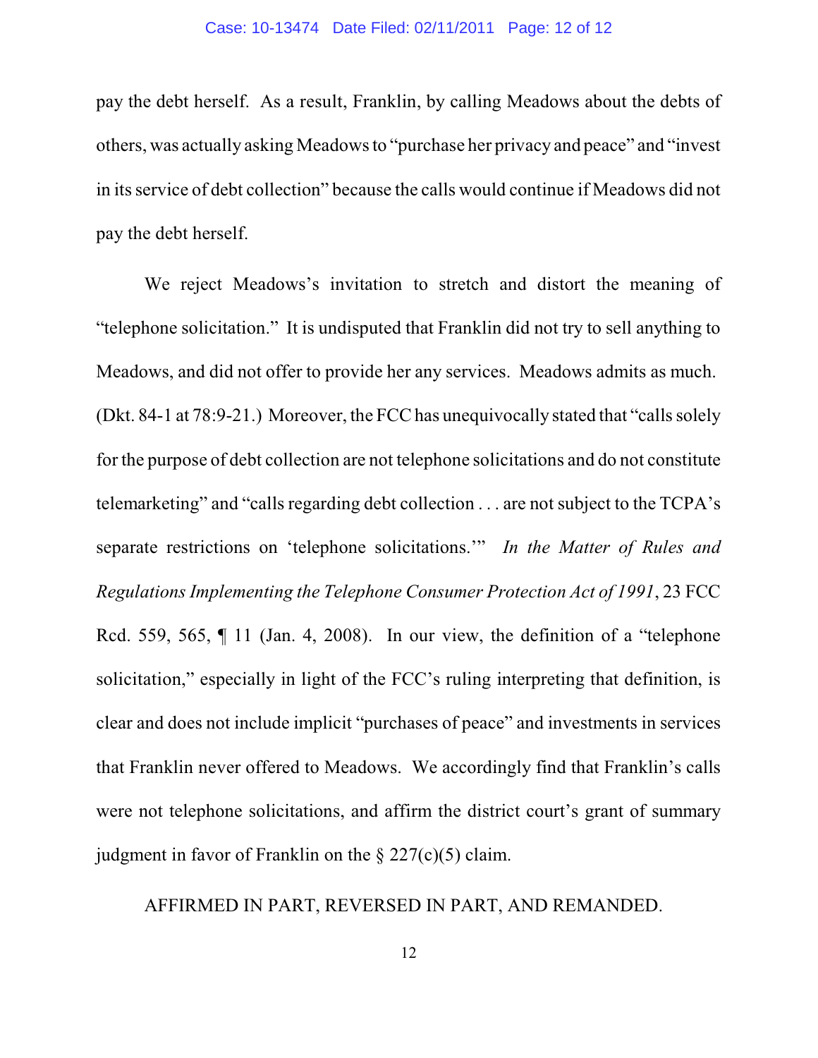pay the debt herself. As a result, Franklin, by calling Meadows about the debts of others, was actually asking Meadows to "purchase her privacy and peace" and "invest in its service of debt collection" because the calls would continue if Meadows did not pay the debt herself.

We reject Meadows's invitation to stretch and distort the meaning of "telephone solicitation." It is undisputed that Franklin did not try to sell anything to Meadows, and did not offer to provide her any services. Meadows admits as much. (Dkt. 84-1 at 78:9-21.) Moreover, the FCC has unequivocally stated that "calls solely for the purpose of debt collection are not telephone solicitations and do not constitute telemarketing" and "calls regarding debt collection . . . are not subject to the TCPA's separate restrictions on 'telephone solicitations.'" *In the Matter of Rules and Regulations Implementing the Telephone Consumer Protection Act of 1991*, 23 FCC Rcd. 559, 565, ¶ 11 (Jan. 4, 2008). In our view, the definition of a "telephone solicitation," especially in light of the FCC's ruling interpreting that definition, is clear and does not include implicit "purchases of peace" and investments in services that Franklin never offered to Meadows. We accordingly find that Franklin's calls were not telephone solicitations, and affirm the district court's grant of summary judgment in favor of Franklin on the § 227(c)(5) claim.

AFFIRMED IN PART, REVERSED IN PART, AND REMANDED.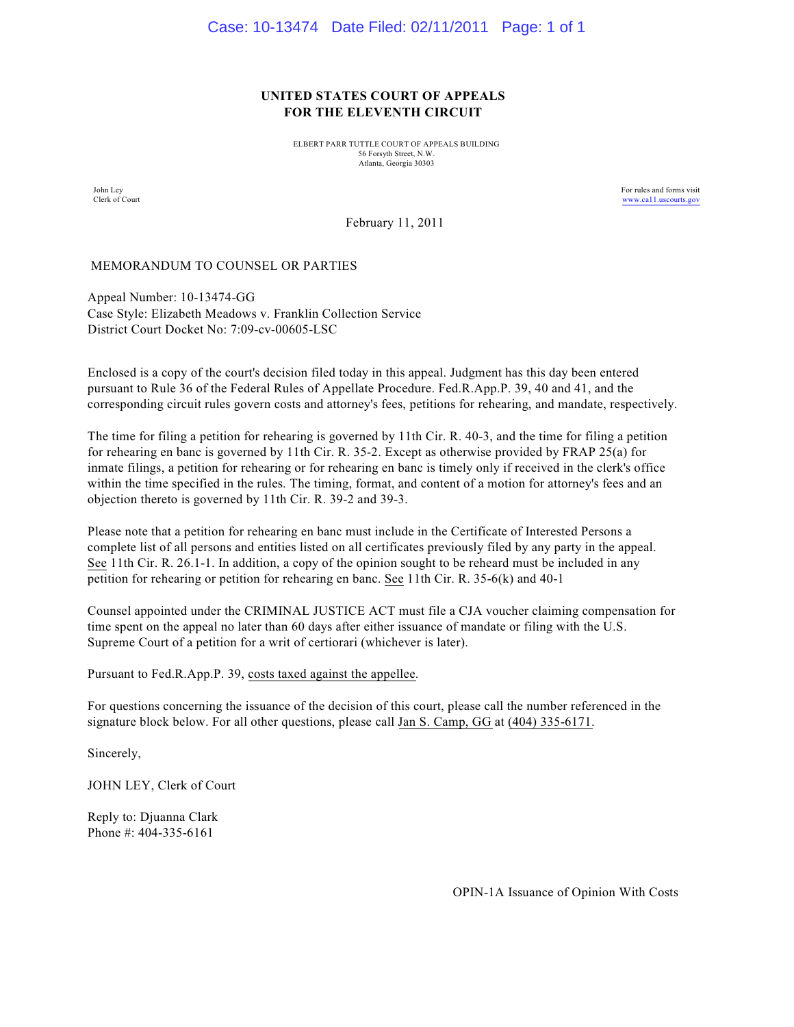**UNITED STATES COURT OF APPEALS**
**FOR THE ELEVENTH CIRCUIT**

ELBERT PARR TUTTLE COURT OF APPEALS BUILDING
56 Forsyth Street, N.W.
Atlanta, Georgia 30303

John Ley
Clerk of Court

For rules and forms visit
www.ca11.uscourts.gov

February 11, 2011

MEMORANDUM TO COUNSEL OR PARTIES

Appeal Number: 10-13474-GG
Case Style: Elizabeth Meadows v. Franklin Collection Service
District Court Docket No: 7:09-cv-00605-LSC

Enclosed is a copy of the court's decision filed today in this appeal. Judgment has this day been entered pursuant to Rule 36 of the Federal Rules of Appellate Procedure. Fed.R.App.P. 39, 40 and 41, and the corresponding circuit rules govern costs and attorney's fees, petitions for rehearing, and mandate, respectively.

The time for filing a petition for rehearing is governed by 11th Cir. R. 40-3, and the time for filing a petition for rehearing en banc is governed by 11th Cir. R. 35-2. Except as otherwise provided by FRAP 25(a) for inmate filings, a petition for rehearing or for rehearing en banc is timely only if received in the clerk's office within the time specified in the rules. The timing, format, and content of a motion for attorney's fees and an objection thereto is governed by 11th Cir. R. 39-2 and 39-3.

Please note that a petition for rehearing en banc must include in the Certificate of Interested Persons a complete list of all persons and entities listed on all certificates previously filed by any party in the appeal. See 11th Cir. R. 26.1-1. In addition, a copy of the opinion sought to be reheard must be included in any petition for rehearing or petition for rehearing en banc. See 11th Cir. R. 35-6(k) and 40-1

Counsel appointed under the CRIMINAL JUSTICE ACT must file a CJA voucher claiming compensation for time spent on the appeal no later than 60 days after either issuance of mandate or filing with the U.S. Supreme Court of a petition for a writ of certiorari (whichever is later).

Pursuant to Fed.R.App.P. 39, costs taxed against the appellee.

For questions concerning the issuance of the decision of this court, please call the number referenced in the signature block below. For all other questions, please call Jan S. Camp, GG at (404) 335-6171.

Sincerely,

JOHN LEY, Clerk of Court

Reply to: Djuanna Clark
Phone #: 404-335-6161

OPIN-1A Issuance of Opinion With Costs